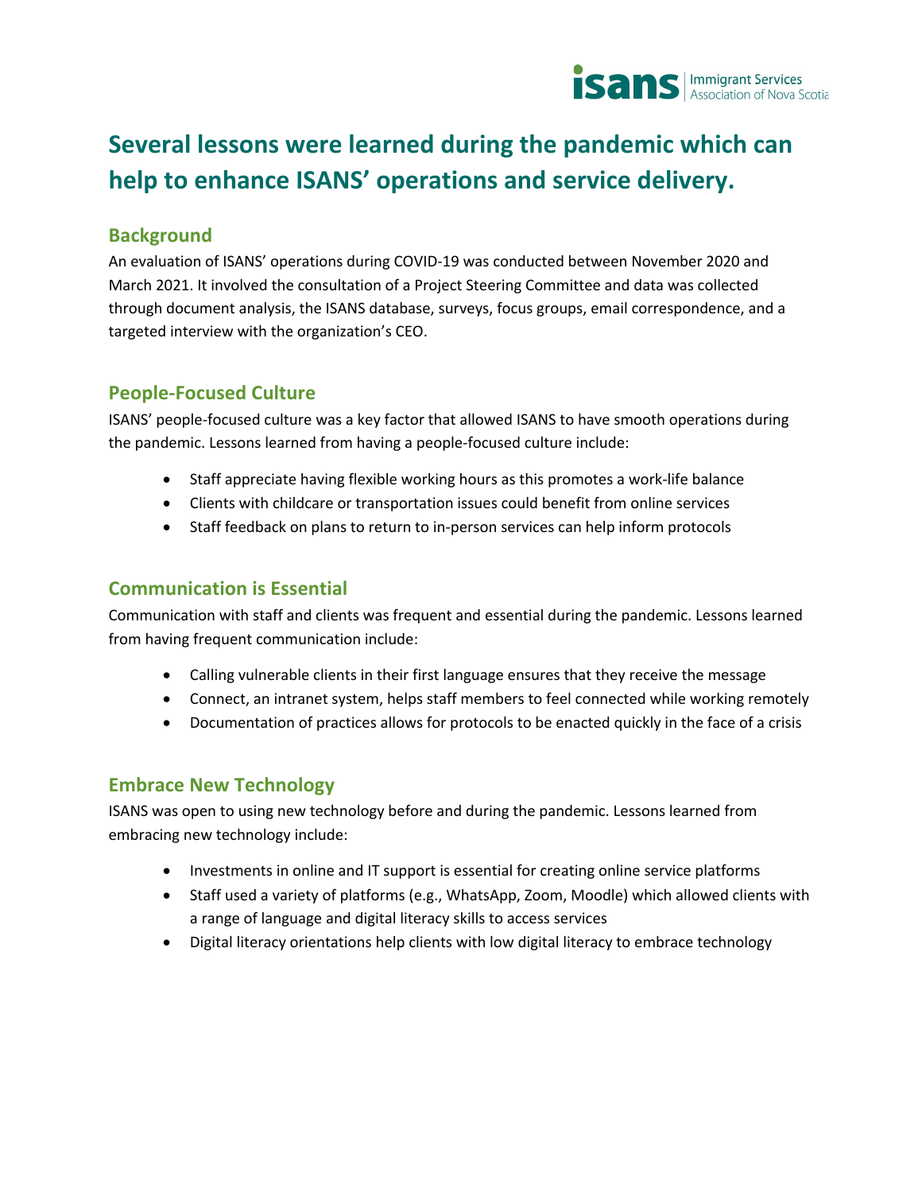# Several lessons were learned during the pandemic which can help to enhance ISANS' operations and service delivery.

## Background

An evaluation of ISANS' operations during COVID-19 was conducted between November 2020 and March 2021. It involved the consultation of a Project Steering Committee and data was collected through document analysis, the ISANS database, surveys, focus groups, email correspondence, and a targeted interview with the organization's CEO.

## People-Focused Culture

ISANS' people-focused culture was a key factor that allowed ISANS to have smooth operations during the pandemic. Lessons learned from having a people-focused culture include:

- Staff appreciate having flexible working hours as this promotes a work-life balance
- Clients with childcare or transportation issues could benefit from online services
- Staff feedback on plans to return to in-person services can help inform protocols

## Communication is Essential

Communication with staff and clients was frequent and essential during the pandemic. Lessons learned from having frequent communication include:

- Calling vulnerable clients in their first language ensures that they receive the message
- Connect, an intranet system, helps staff members to feel connected while working remotely
- Documentation of practices allows for protocols to be enacted quickly in the face of a crisis

## Embrace New Technology

ISANS was open to using new technology before and during the pandemic. Lessons learned from embracing new technology include:

- Investments in online and IT support is essential for creating online service platforms
- Staff used a variety of platforms (e.g., WhatsApp, Zoom, Moodle) which allowed clients with a range of language and digital literacy skills to access services
- Digital literacy orientations help clients with low digital literacy to embrace technology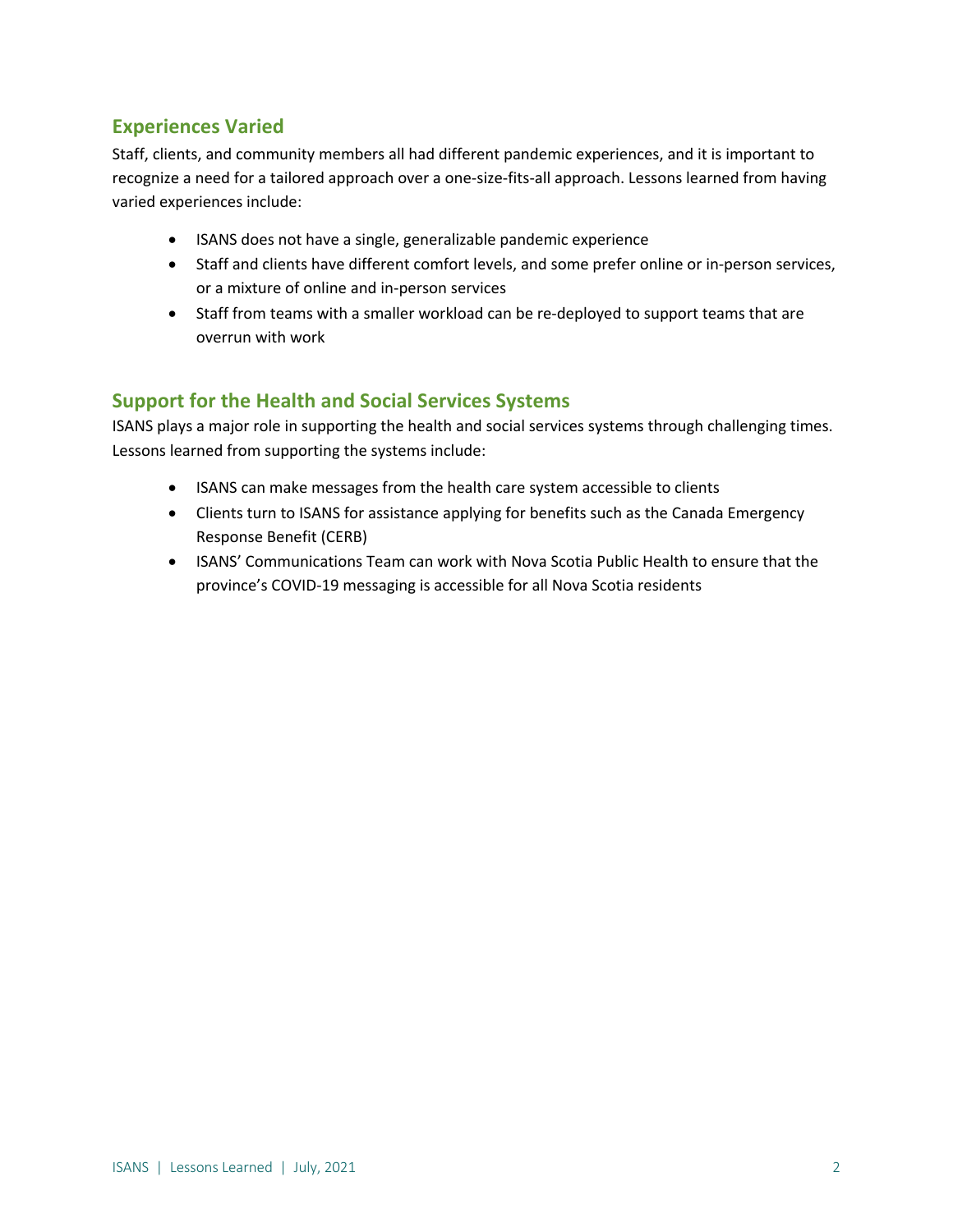## Experiences Varied

Staff, clients, and community members all had different pandemic experiences, and it is important to recognize a need for a tailored approach over a one-size-fits-all approach. Lessons learned from having varied experiences include:

- ISANS does not have a single, generalizable pandemic experience
- Staff and clients have different comfort levels, and some prefer online or in-person services, or a mixture of online and in-person services
- Staff from teams with a smaller workload can be re-deployed to support teams that are overrun with work

## Support for the Health and Social Services Systems

ISANS plays a major role in supporting the health and social services systems through challenging times. Lessons learned from supporting the systems include:

- ISANS can make messages from the health care system accessible to clients
- Clients turn to ISANS for assistance applying for benefits such as the Canada Emergency Response Benefit (CERB)
- ISANS' Communications Team can work with Nova Scotia Public Health to ensure that the province's COVID-19 messaging is accessible for all Nova Scotia residents